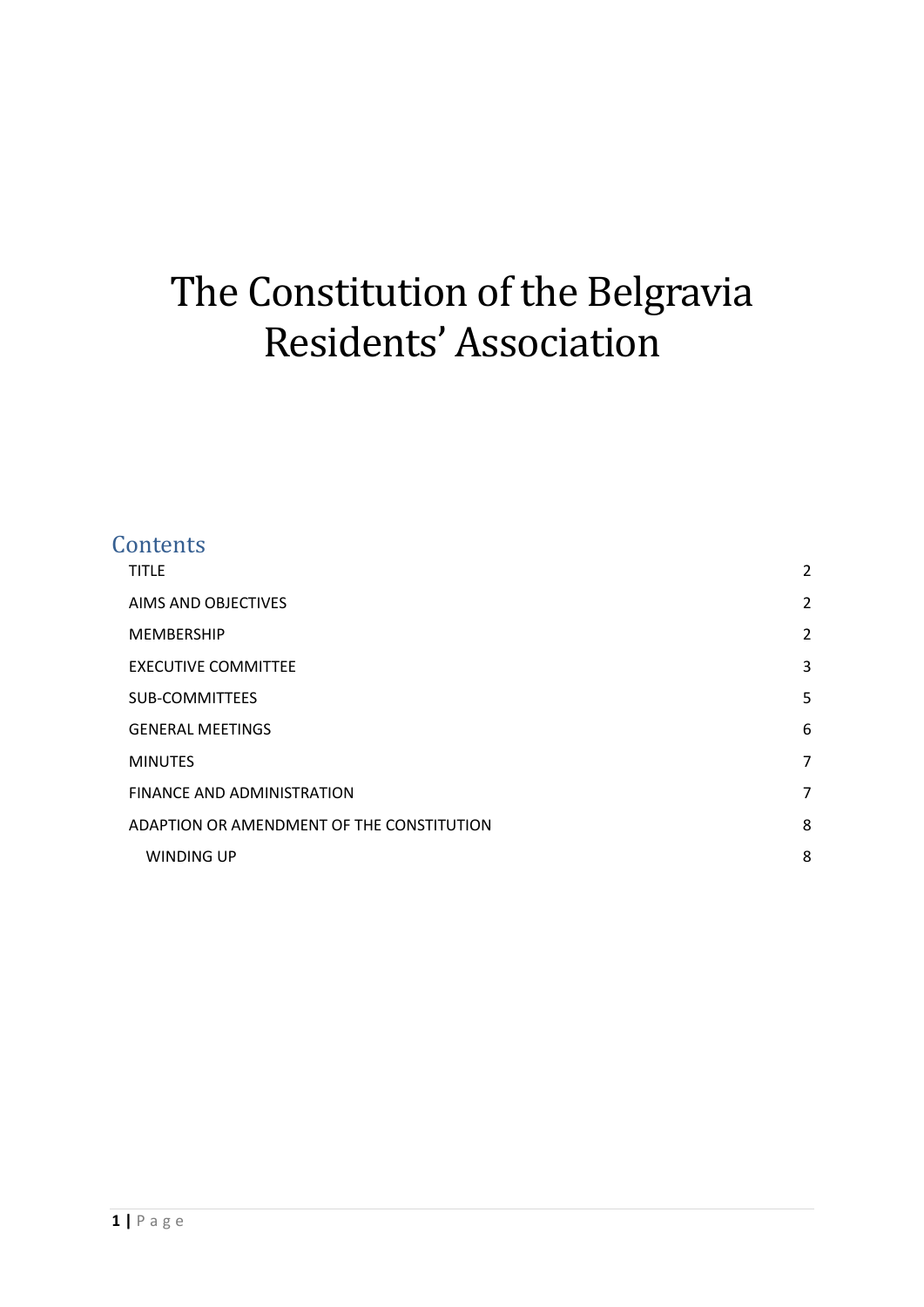# The Constitution of the Belgravia Residents' Association

## Contents

| | |
|---|---|
| TITLE | 2 |
| AIMS AND OBJECTIVES | 2 |
| MEMBERSHIP | 2 |
| EXECUTIVE COMMITTEE | 3 |
| SUB-COMMITTEES | 5 |
| GENERAL MEETINGS | 6 |
| MINUTES | 7 |
| FINANCE AND ADMINISTRATION | 7 |
| ADAPTION OR AMENDMENT OF THE CONSTITUTION | 8 |
| WINDING UP | 8 |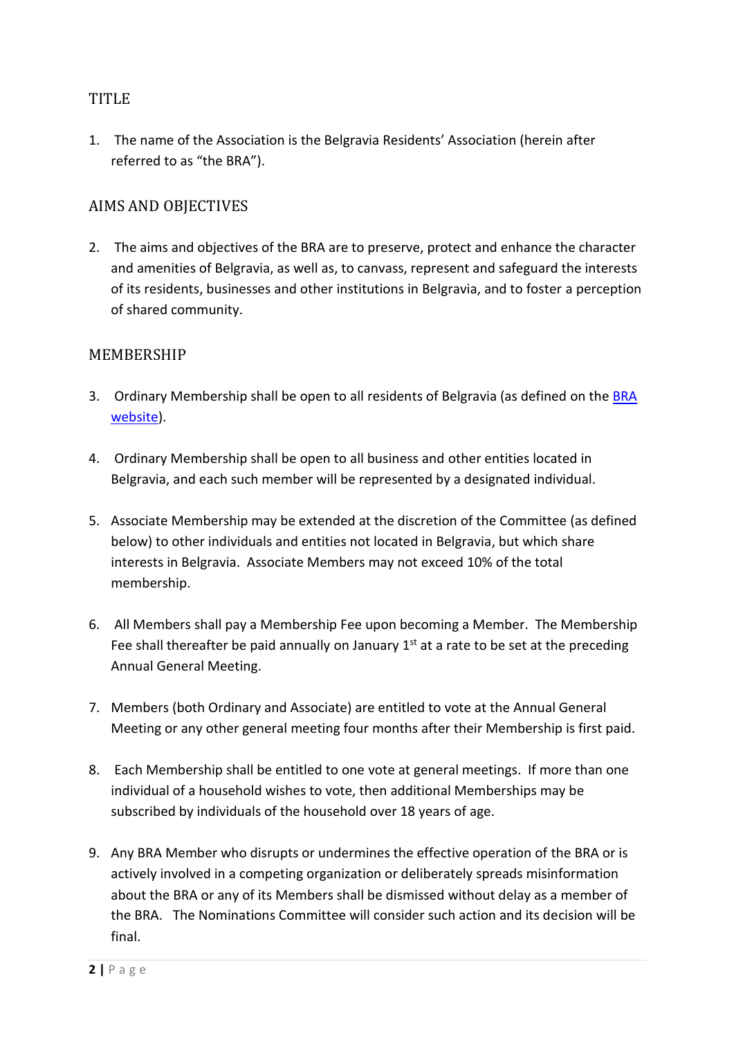## TITLE

1. The name of the Association is the Belgravia Residents' Association (herein after referred to as "the BRA").

## AIMS AND OBJECTIVES

2. The aims and objectives of the BRA are to preserve, protect and enhance the character and amenities of Belgravia, as well as, to canvass, represent and safeguard the interests of its residents, businesses and other institutions in Belgravia, and to foster a perception of shared community.

## MEMBERSHIP

3. Ordinary Membership shall be open to all residents of Belgravia (as defined on the BRA website).

4. Ordinary Membership shall be open to all business and other entities located in Belgravia, and each such member will be represented by a designated individual.

5. Associate Membership may be extended at the discretion of the Committee (as defined below) to other individuals and entities not located in Belgravia, but which share interests in Belgravia. Associate Members may not exceed 10% of the total membership.

6. All Members shall pay a Membership Fee upon becoming a Member. The Membership Fee shall thereafter be paid annually on January 1st at a rate to be set at the preceding Annual General Meeting.

7. Members (both Ordinary and Associate) are entitled to vote at the Annual General Meeting or any other general meeting four months after their Membership is first paid.

8. Each Membership shall be entitled to one vote at general meetings. If more than one individual of a household wishes to vote, then additional Memberships may be subscribed by individuals of the household over 18 years of age.

9. Any BRA Member who disrupts or undermines the effective operation of the BRA or is actively involved in a competing organization or deliberately spreads misinformation about the BRA or any of its Members shall be dismissed without delay as a member of the BRA. The Nominations Committee will consider such action and its decision will be final.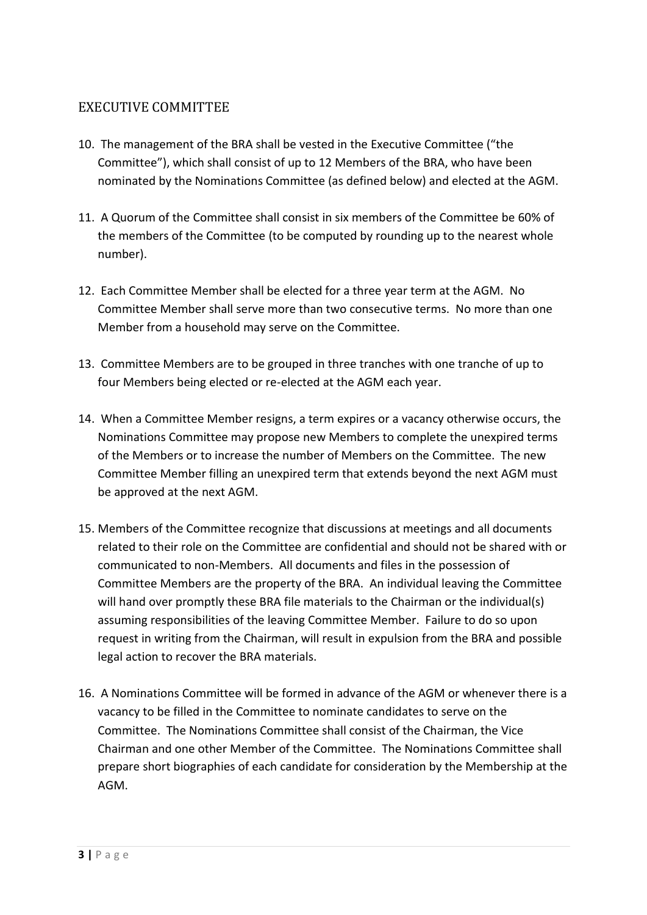## EXECUTIVE COMMITTEE

10. The management of the BRA shall be vested in the Executive Committee ("the Committee"), which shall consist of up to 12 Members of the BRA, who have been nominated by the Nominations Committee (as defined below) and elected at the AGM.

11. A Quorum of the Committee shall consist in six members of the Committee be 60% of the members of the Committee (to be computed by rounding up to the nearest whole number).

12. Each Committee Member shall be elected for a three year term at the AGM. No Committee Member shall serve more than two consecutive terms. No more than one Member from a household may serve on the Committee.

13. Committee Members are to be grouped in three tranches with one tranche of up to four Members being elected or re-elected at the AGM each year.

14. When a Committee Member resigns, a term expires or a vacancy otherwise occurs, the Nominations Committee may propose new Members to complete the unexpired terms of the Members or to increase the number of Members on the Committee. The new Committee Member filling an unexpired term that extends beyond the next AGM must be approved at the next AGM.

15. Members of the Committee recognize that discussions at meetings and all documents related to their role on the Committee are confidential and should not be shared with or communicated to non-Members. All documents and files in the possession of Committee Members are the property of the BRA. An individual leaving the Committee will hand over promptly these BRA file materials to the Chairman or the individual(s) assuming responsibilities of the leaving Committee Member. Failure to do so upon request in writing from the Chairman, will result in expulsion from the BRA and possible legal action to recover the BRA materials.

16. A Nominations Committee will be formed in advance of the AGM or whenever there is a vacancy to be filled in the Committee to nominate candidates to serve on the Committee. The Nominations Committee shall consist of the Chairman, the Vice Chairman and one other Member of the Committee. The Nominations Committee shall prepare short biographies of each candidate for consideration by the Membership at the AGM.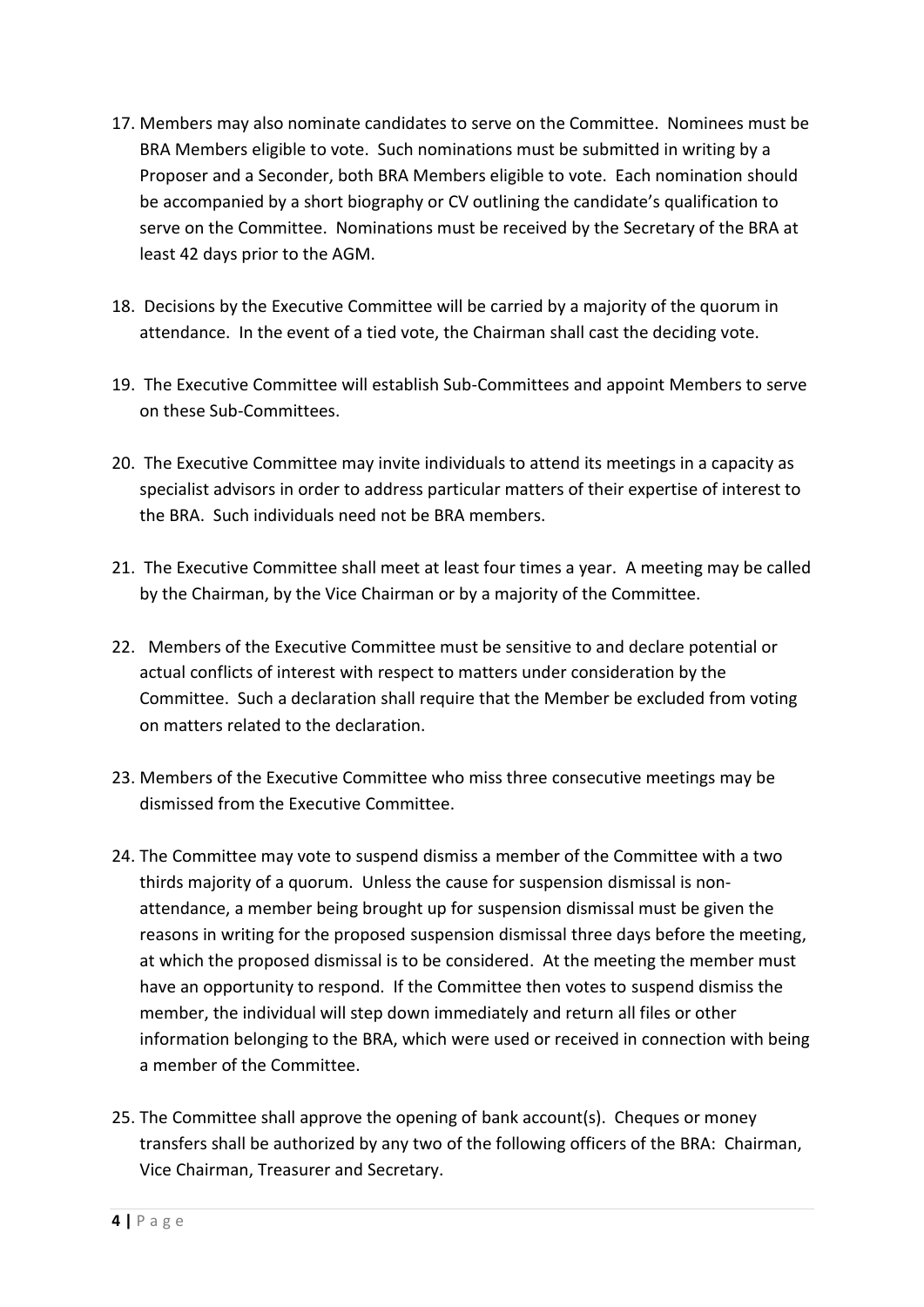17. Members may also nominate candidates to serve on the Committee. Nominees must be BRA Members eligible to vote. Such nominations must be submitted in writing by a Proposer and a Seconder, both BRA Members eligible to vote. Each nomination should be accompanied by a short biography or CV outlining the candidate's qualification to serve on the Committee. Nominations must be received by the Secretary of the BRA at least 42 days prior to the AGM.

18. Decisions by the Executive Committee will be carried by a majority of the quorum in attendance. In the event of a tied vote, the Chairman shall cast the deciding vote.

19. The Executive Committee will establish Sub-Committees and appoint Members to serve on these Sub-Committees.

20. The Executive Committee may invite individuals to attend its meetings in a capacity as specialist advisors in order to address particular matters of their expertise of interest to the BRA. Such individuals need not be BRA members.

21. The Executive Committee shall meet at least four times a year. A meeting may be called by the Chairman, by the Vice Chairman or by a majority of the Committee.

22. Members of the Executive Committee must be sensitive to and declare potential or actual conflicts of interest with respect to matters under consideration by the Committee. Such a declaration shall require that the Member be excluded from voting on matters related to the declaration.

23. Members of the Executive Committee who miss three consecutive meetings may be dismissed from the Executive Committee.

24. The Committee may vote to suspend dismiss a member of the Committee with a two thirds majority of a quorum. Unless the cause for suspension dismissal is non-attendance, a member being brought up for suspension dismissal must be given the reasons in writing for the proposed suspension dismissal three days before the meeting, at which the proposed dismissal is to be considered. At the meeting the member must have an opportunity to respond. If the Committee then votes to suspend dismiss the member, the individual will step down immediately and return all files or other information belonging to the BRA, which were used or received in connection with being a member of the Committee.

25. The Committee shall approve the opening of bank account(s). Cheques or money transfers shall be authorized by any two of the following officers of the BRA: Chairman, Vice Chairman, Treasurer and Secretary.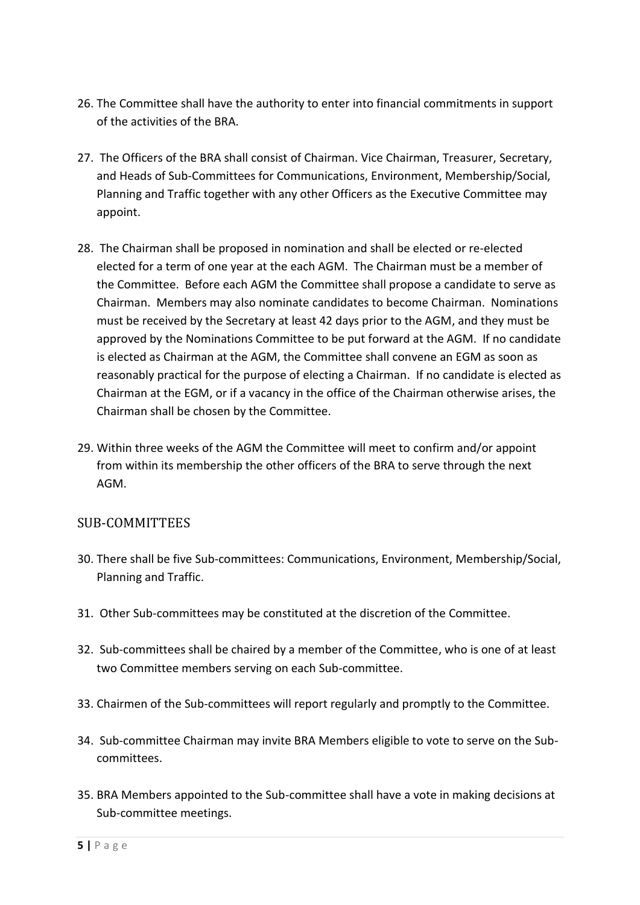26. The Committee shall have the authority to enter into financial commitments in support of the activities of the BRA.

27. The Officers of the BRA shall consist of Chairman. Vice Chairman, Treasurer, Secretary, and Heads of Sub-Committees for Communications, Environment, Membership/Social, Planning and Traffic together with any other Officers as the Executive Committee may appoint.

28. The Chairman shall be proposed in nomination and shall be elected or re-elected elected for a term of one year at the each AGM. The Chairman must be a member of the Committee. Before each AGM the Committee shall propose a candidate to serve as Chairman. Members may also nominate candidates to become Chairman. Nominations must be received by the Secretary at least 42 days prior to the AGM, and they must be approved by the Nominations Committee to be put forward at the AGM. If no candidate is elected as Chairman at the AGM, the Committee shall convene an EGM as soon as reasonably practical for the purpose of electing a Chairman. If no candidate is elected as Chairman at the EGM, or if a vacancy in the office of the Chairman otherwise arises, the Chairman shall be chosen by the Committee.

29. Within three weeks of the AGM the Committee will meet to confirm and/or appoint from within its membership the other officers of the BRA to serve through the next AGM.

## SUB-COMMITTEES

30. There shall be five Sub-committees: Communications, Environment, Membership/Social, Planning and Traffic.

31. Other Sub-committees may be constituted at the discretion of the Committee.

32. Sub-committees shall be chaired by a member of the Committee, who is one of at least two Committee members serving on each Sub-committee.

33. Chairmen of the Sub-committees will report regularly and promptly to the Committee.

34. Sub-committee Chairman may invite BRA Members eligible to vote to serve on the Sub-committees.

35. BRA Members appointed to the Sub-committee shall have a vote in making decisions at Sub-committee meetings.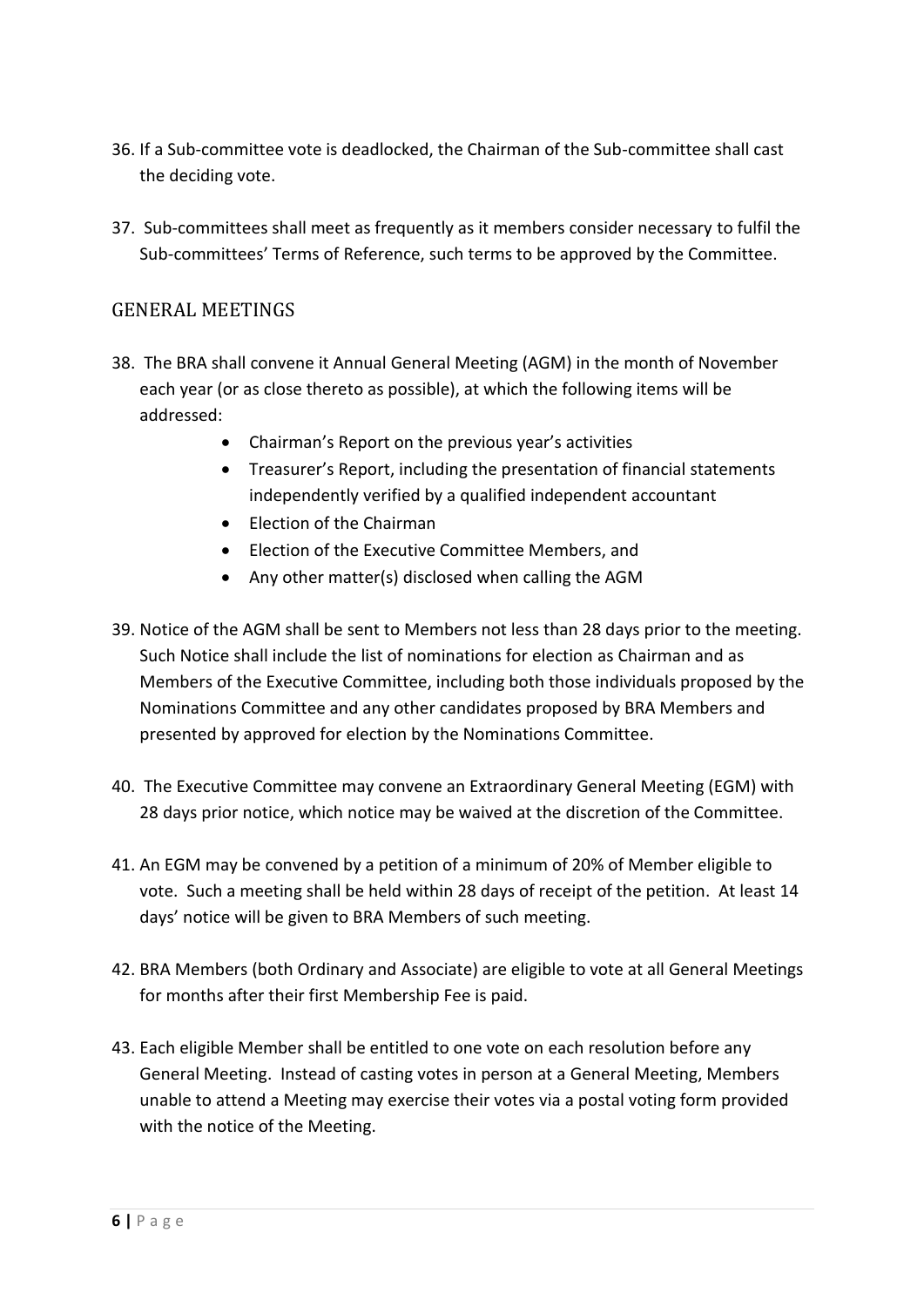36. If a Sub-committee vote is deadlocked, the Chairman of the Sub-committee shall cast the deciding vote.

37. Sub-committees shall meet as frequently as it members consider necessary to fulfil the Sub-committees' Terms of Reference, such terms to be approved by the Committee.

## GENERAL MEETINGS

38. The BRA shall convene it Annual General Meeting (AGM) in the month of November each year (or as close thereto as possible), at which the following items will be addressed:
    - Chairman's Report on the previous year's activities
    - Treasurer's Report, including the presentation of financial statements independently verified by a qualified independent accountant
    - Election of the Chairman
    - Election of the Executive Committee Members, and
    - Any other matter(s) disclosed when calling the AGM

39. Notice of the AGM shall be sent to Members not less than 28 days prior to the meeting. Such Notice shall include the list of nominations for election as Chairman and as Members of the Executive Committee, including both those individuals proposed by the Nominations Committee and any other candidates proposed by BRA Members and presented by approved for election by the Nominations Committee.

40. The Executive Committee may convene an Extraordinary General Meeting (EGM) with 28 days prior notice, which notice may be waived at the discretion of the Committee.

41. An EGM may be convened by a petition of a minimum of 20% of Member eligible to vote. Such a meeting shall be held within 28 days of receipt of the petition. At least 14 days' notice will be given to BRA Members of such meeting.

42. BRA Members (both Ordinary and Associate) are eligible to vote at all General Meetings for months after their first Membership Fee is paid.

43. Each eligible Member shall be entitled to one vote on each resolution before any General Meeting. Instead of casting votes in person at a General Meeting, Members unable to attend a Meeting may exercise their votes via a postal voting form provided with the notice of the Meeting.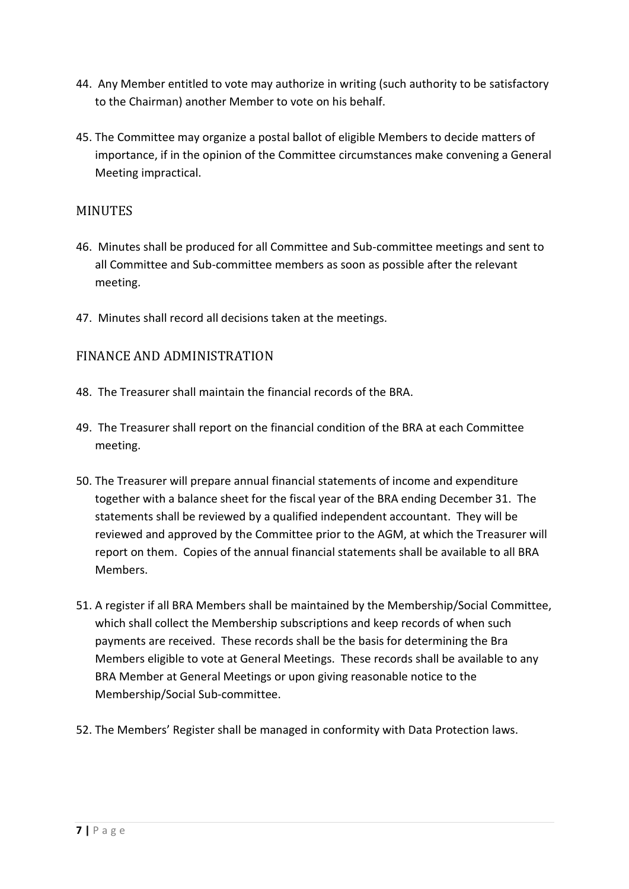44. Any Member entitled to vote may authorize in writing (such authority to be satisfactory to the Chairman) another Member to vote on his behalf.

45. The Committee may organize a postal ballot of eligible Members to decide matters of importance, if in the opinion of the Committee circumstances make convening a General Meeting impractical.

## MINUTES

46. Minutes shall be produced for all Committee and Sub-committee meetings and sent to all Committee and Sub-committee members as soon as possible after the relevant meeting.

47. Minutes shall record all decisions taken at the meetings.

## FINANCE AND ADMINISTRATION

48. The Treasurer shall maintain the financial records of the BRA.

49. The Treasurer shall report on the financial condition of the BRA at each Committee meeting.

50. The Treasurer will prepare annual financial statements of income and expenditure together with a balance sheet for the fiscal year of the BRA ending December 31. The statements shall be reviewed by a qualified independent accountant. They will be reviewed and approved by the Committee prior to the AGM, at which the Treasurer will report on them. Copies of the annual financial statements shall be available to all BRA Members.

51. A register if all BRA Members shall be maintained by the Membership/Social Committee, which shall collect the Membership subscriptions and keep records of when such payments are received. These records shall be the basis for determining the Bra Members eligible to vote at General Meetings. These records shall be available to any BRA Member at General Meetings or upon giving reasonable notice to the Membership/Social Sub-committee.

52. The Members' Register shall be managed in conformity with Data Protection laws.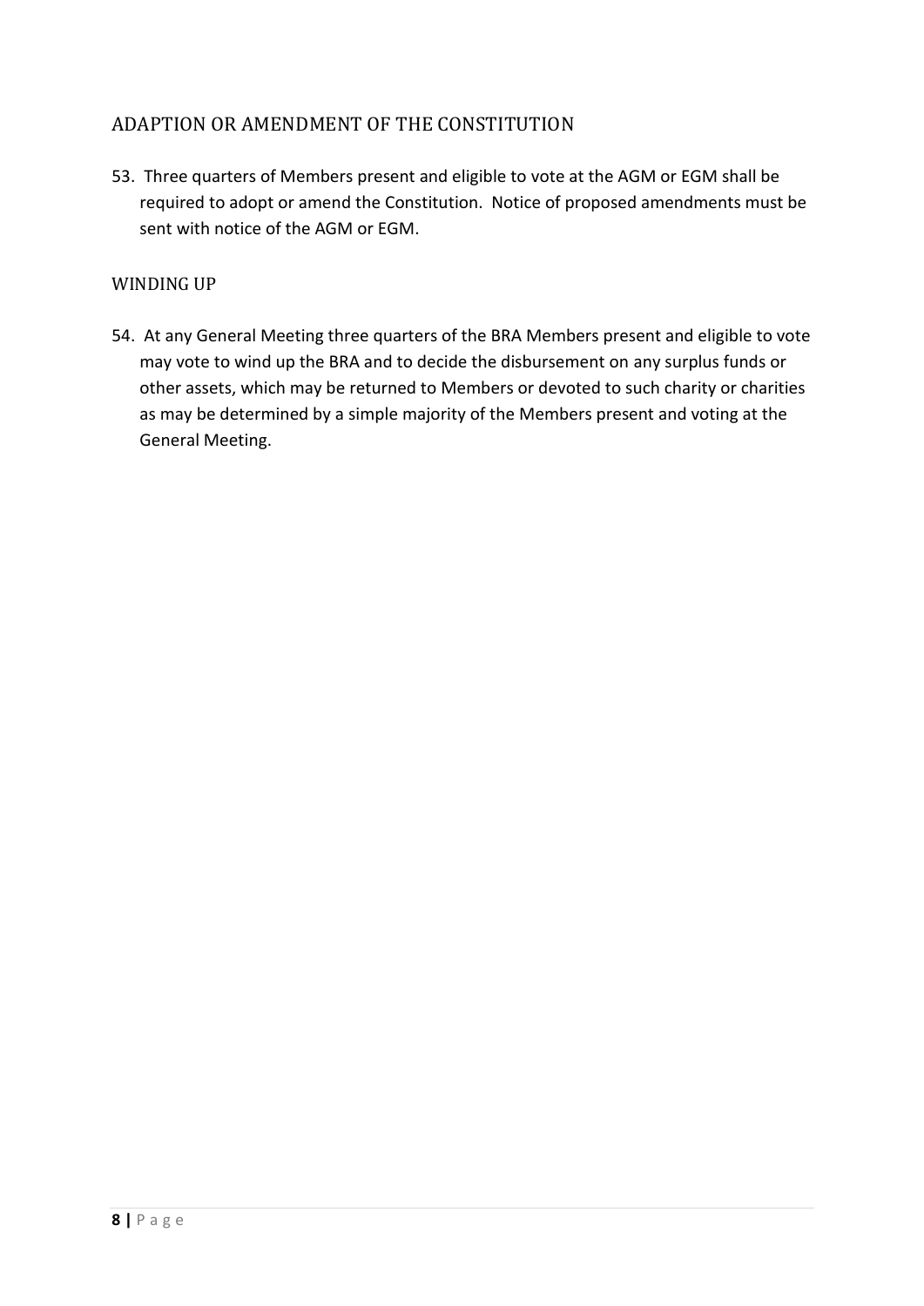## ADAPTION OR AMENDMENT OF THE CONSTITUTION

53. Three quarters of Members present and eligible to vote at the AGM or EGM shall be required to adopt or amend the Constitution. Notice of proposed amendments must be sent with notice of the AGM or EGM.

## WINDING UP

54. At any General Meeting three quarters of the BRA Members present and eligible to vote may vote to wind up the BRA and to decide the disbursement on any surplus funds or other assets, which may be returned to Members or devoted to such charity or charities as may be determined by a simple majority of the Members present and voting at the General Meeting.